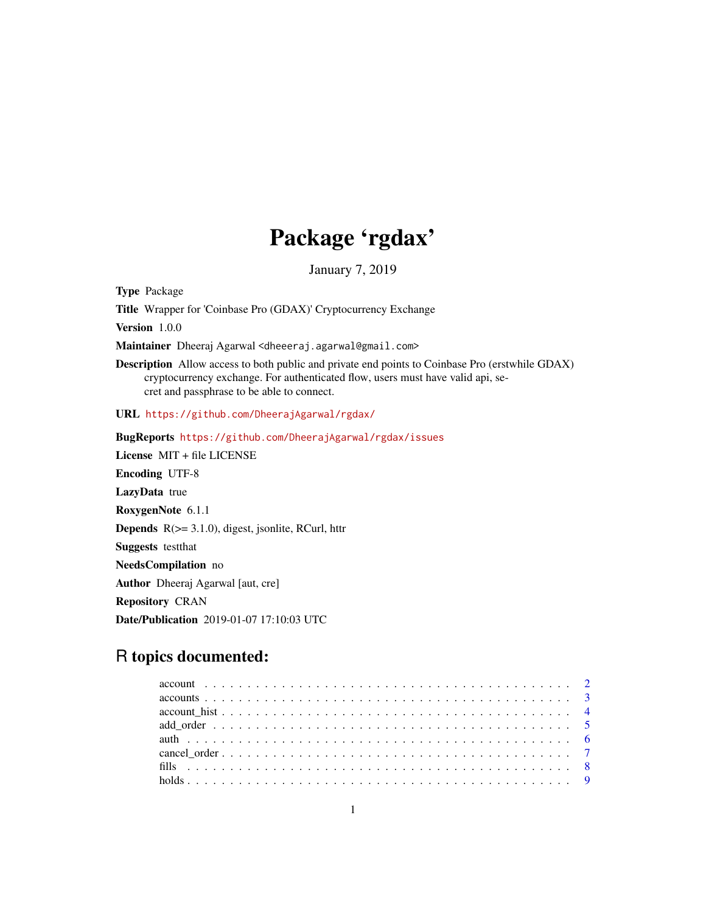# Package 'rgdax'

January 7, 2019

**Type** Package

**Title** Wrapper for 'Coinbase Pro (GDAX)' Cryptocurrency Exchange

**Version** 1.0.0

**Maintainer** Dheeraj Agarwal <dheeeraj.agarwal@gmail.com>

**Description** Allow access to both public and private end points to Coinbase Pro (erstwhile GDAX) cryptocurrency exchange. For authenticated flow, users must have valid api, secret and passphrase to be able to connect.

**URL** https://github.com/DheerajAgarwal/rgdax/

**BugReports** https://github.com/DheerajAgarwal/rgdax/issues

**License** MIT + file LICENSE

**Encoding** UTF-8

**LazyData** true

**RoxygenNote** 6.1.1

**Depends** R(>= 3.1.0), digest, jsonlite, RCurl, httr

**Suggests** testthat

**NeedsCompilation** no

**Author** Dheeraj Agarwal [aut, cre]

**Repository** CRAN

**Date/Publication** 2019-01-07 17:10:03 UTC

## R topics documented:

- account . . . . . . . . . . . . . . . . . . . . . . . . . . . . . . . . . . . . . . . . . . 2
- accounts . . . . . . . . . . . . . . . . . . . . . . . . . . . . . . . . . . . . . . . . . . 3
- account_hist . . . . . . . . . . . . . . . . . . . . . . . . . . . . . . . . . . . . . . . . 4
- add_order . . . . . . . . . . . . . . . . . . . . . . . . . . . . . . . . . . . . . . . . . 5
- auth . . . . . . . . . . . . . . . . . . . . . . . . . . . . . . . . . . . . . . . . . . . . 6
- cancel_order . . . . . . . . . . . . . . . . . . . . . . . . . . . . . . . . . . . . . . . 7
- fills . . . . . . . . . . . . . . . . . . . . . . . . . . . . . . . . . . . . . . . . . . . . 8
- holds . . . . . . . . . . . . . . . . . . . . . . . . . . . . . . . . . . . . . . . . . . . 9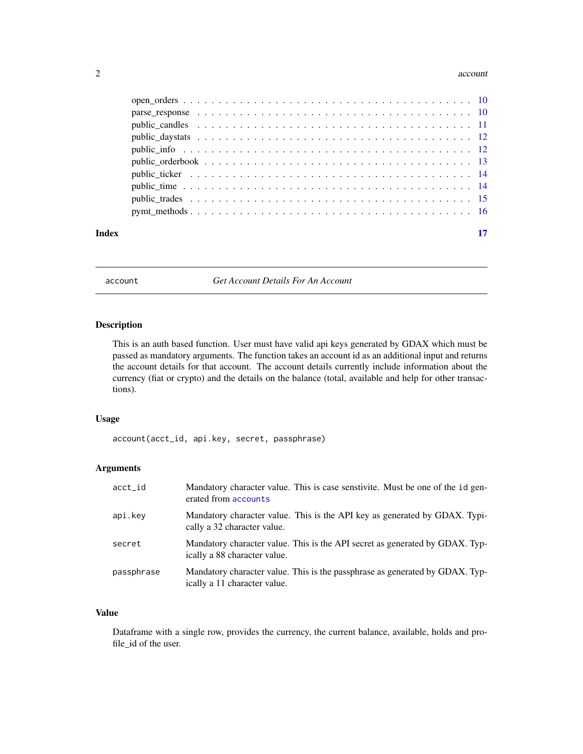| | |
|---|---|
| open_orders | 10 |
| parse_response | 10 |
| public_candles | 11 |
| public_daystats | 12 |
| public_info | 12 |
| public_orderbook | 13 |
| public_ticker | 14 |
| public_time | 14 |
| public_trades | 15 |
| pymt_methods | 16 |

**Index** **17**

---

## account — *Get Account Details For An Account*

### Description

This is an auth based function. User must have valid api keys generated by GDAX which must be passed as mandatory arguments. The function takes an account id as an additional input and returns the account details for that account. The account details currently include information about the currency (fiat or crypto) and the details on the balance (total, available and help for other transactions).

### Usage

```
account(acct_id, api.key, secret, passphrase)
```

### Arguments

| | |
|---|---|
| `acct_id` | Mandatory character value. This is case senstivite. Must be one of the `id` generated from `accounts` |
| `api.key` | Mandatory character value. This is the API key as generated by GDAX. Typically a 32 character value. |
| `secret` | Mandatory character value. This is the API secret as generated by GDAX. Typically a 88 character value. |
| `passphrase` | Mandatory character value. This is the passphrase as generated by GDAX. Typically a 11 character value. |

### Value

Dataframe with a single row, provides the currency, the current balance, available, holds and profile_id of the user.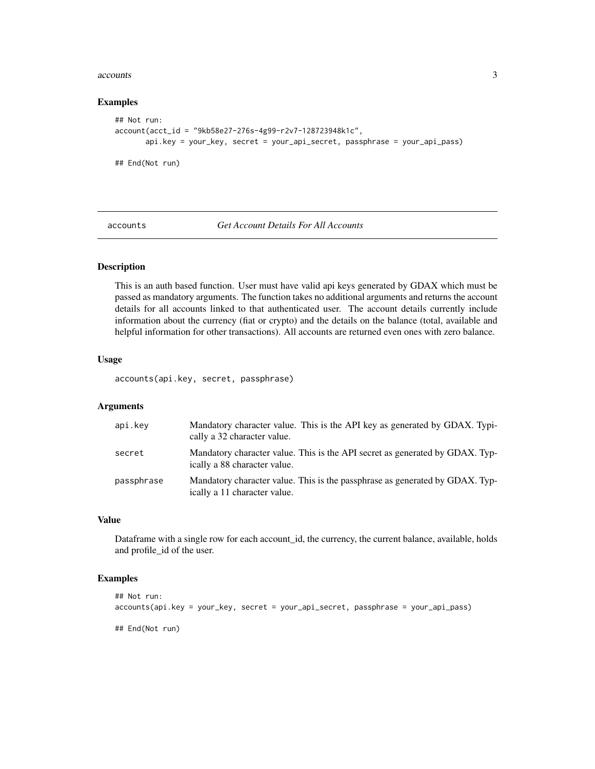### Examples

```
## Not run:
account(acct_id = "9kb58e27-276s-4g99-r2v7-128723948k1c",
       api.key = your_key, secret = your_api_secret, passphrase = your_api_pass)

## End(Not run)
```

---

## accounts — *Get Account Details For All Accounts*

### Description

This is an auth based function. User must have valid api keys generated by GDAX which must be passed as mandatory arguments. The function takes no additional arguments and returns the account details for all accounts linked to that authenticated user. The account details currently include information about the currency (fiat or crypto) and the details on the balance (total, available and helpful information for other transactions). All accounts are returned even ones with zero balance.

### Usage

```
accounts(api.key, secret, passphrase)
```

### Arguments

| | |
|---|---|
| `api.key` | Mandatory character value. This is the API key as generated by GDAX. Typically a 32 character value. |
| `secret` | Mandatory character value. This is the API secret as generated by GDAX. Typically a 88 character value. |
| `passphrase` | Mandatory character value. This is the passphrase as generated by GDAX. Typically a 11 character value. |

### Value

Dataframe with a single row for each account_id, the currency, the current balance, available, holds and profile_id of the user.

### Examples

```
## Not run:
accounts(api.key = your_key, secret = your_api_secret, passphrase = your_api_pass)

## End(Not run)
```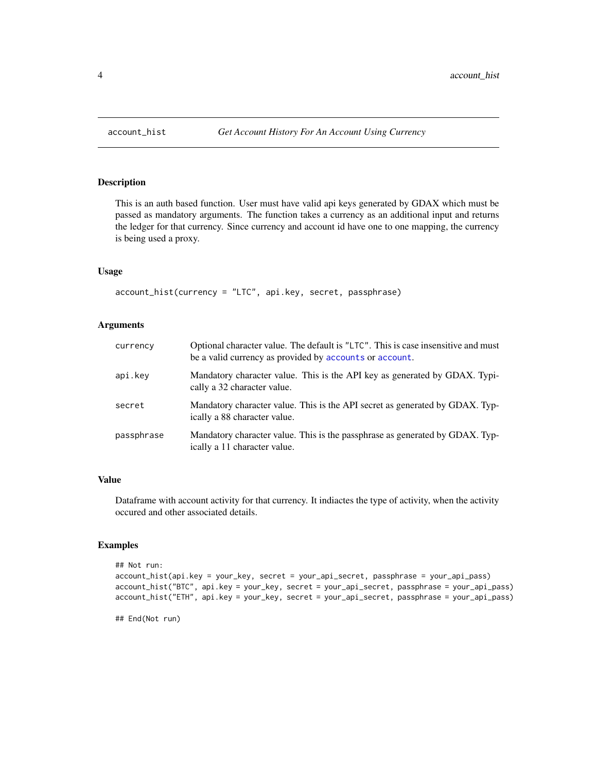## account_hist — *Get Account History For An Account Using Currency*

### Description

This is an auth based function. User must have valid api keys generated by GDAX which must be passed as mandatory arguments. The function takes a currency as an additional input and returns the ledger for that currency. Since currency and account id have one to one mapping, the currency is being used a proxy.

### Usage

```
account_hist(currency = "LTC", api.key, secret, passphrase)
```

### Arguments

| | |
|---|---|
| `currency` | Optional character value. The default is "LTC". This is case insensitive and must be a valid currency as provided by `accounts` or `account`. |
| `api.key` | Mandatory character value. This is the API key as generated by GDAX. Typically a 32 character value. |
| `secret` | Mandatory character value. This is the API secret as generated by GDAX. Typically a 88 character value. |
| `passphrase` | Mandatory character value. This is the passphrase as generated by GDAX. Typically a 11 character value. |

### Value

Dataframe with account activity for that currency. It indiactes the type of activity, when the activity occured and other associated details.

### Examples

```
## Not run:
account_hist(api.key = your_key, secret = your_api_secret, passphrase = your_api_pass)
account_hist("BTC", api.key = your_key, secret = your_api_secret, passphrase = your_api_pass)
account_hist("ETH", api.key = your_key, secret = your_api_secret, passphrase = your_api_pass)

## End(Not run)
```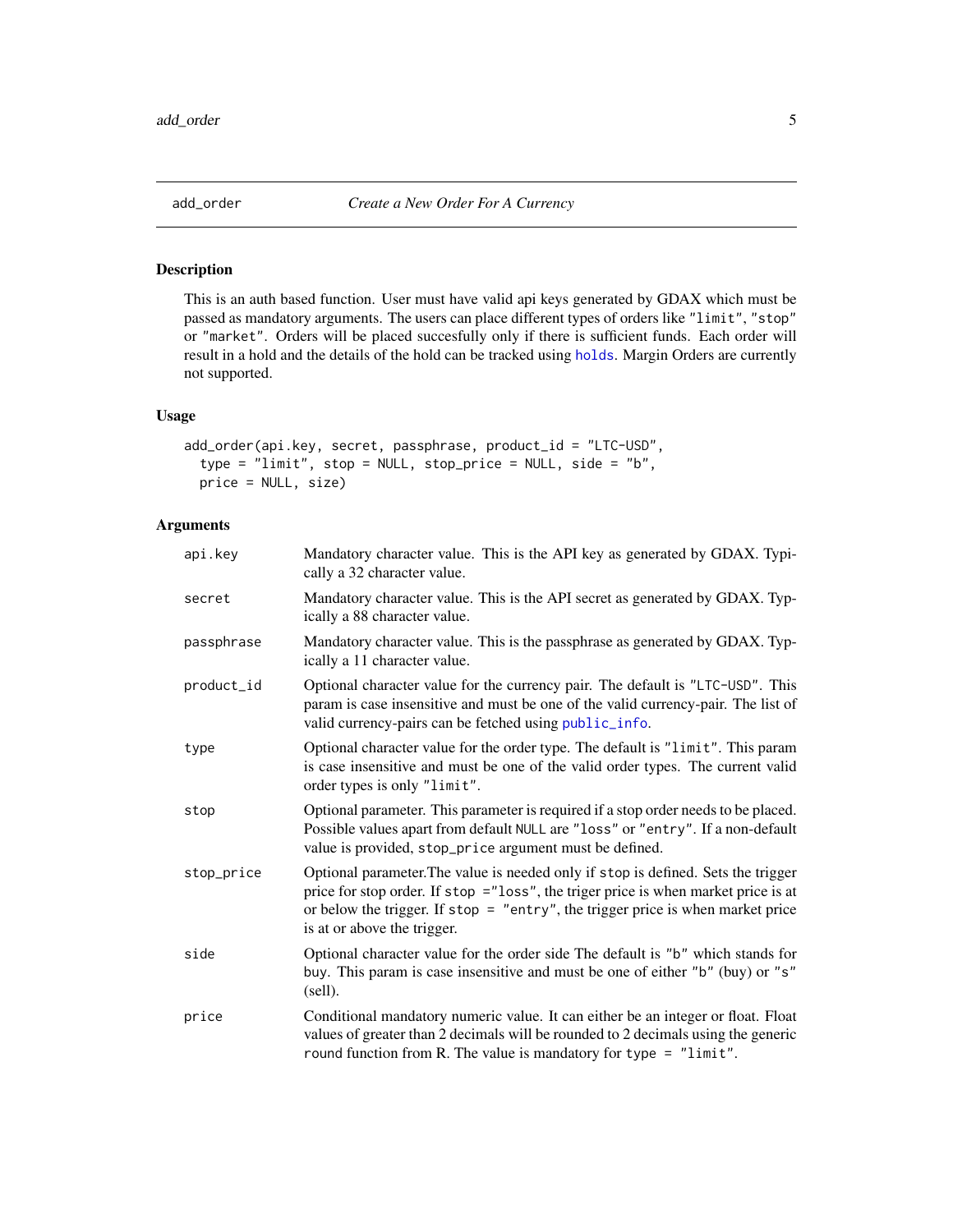## add_order — *Create a New Order For A Currency*

### Description

This is an auth based function. User must have valid api keys generated by GDAX which must be passed as mandatory arguments. The users can place different types of orders like "limit", "stop" or "market". Orders will be placed succesfully only if there is sufficient funds. Each order will result in a hold and the details of the hold can be tracked using holds. Margin Orders are currently not supported.

### Usage

```
add_order(api.key, secret, passphrase, product_id = "LTC-USD",
  type = "limit", stop = NULL, stop_price = NULL, side = "b",
  price = NULL, size)
```

### Arguments

| | |
|---|---|
| api.key | Mandatory character value. This is the API key as generated by GDAX. Typically a 32 character value. |
| secret | Mandatory character value. This is the API secret as generated by GDAX. Typically a 88 character value. |
| passphrase | Mandatory character value. This is the passphrase as generated by GDAX. Typically a 11 character value. |
| product_id | Optional character value for the currency pair. The default is "LTC-USD". This param is case insensitive and must be one of the valid currency-pair. The list of valid currency-pairs can be fetched using public_info. |
| type | Optional character value for the order type. The default is "limit". This param is case insensitive and must be one of the valid order types. The current valid order types is only "limit". |
| stop | Optional parameter. This parameter is required if a stop order needs to be placed. Possible values apart from default NULL are "loss" or "entry". If a non-default value is provided, stop_price argument must be defined. |
| stop_price | Optional parameter.The value is needed only if stop is defined. Sets the trigger price for stop order. If stop ="loss", the triger price is when market price is at or below the trigger. If stop = "entry", the trigger price is when market price is at or above the trigger. |
| side | Optional character value for the order side The default is "b" which stands for buy. This param is case insensitive and must be one of either "b" (buy) or "s" (sell). |
| price | Conditional mandatory numeric value. It can either be an integer or float. Float values of greater than 2 decimals will be rounded to 2 decimals using the generic round function from R. The value is mandatory for type = "limit". |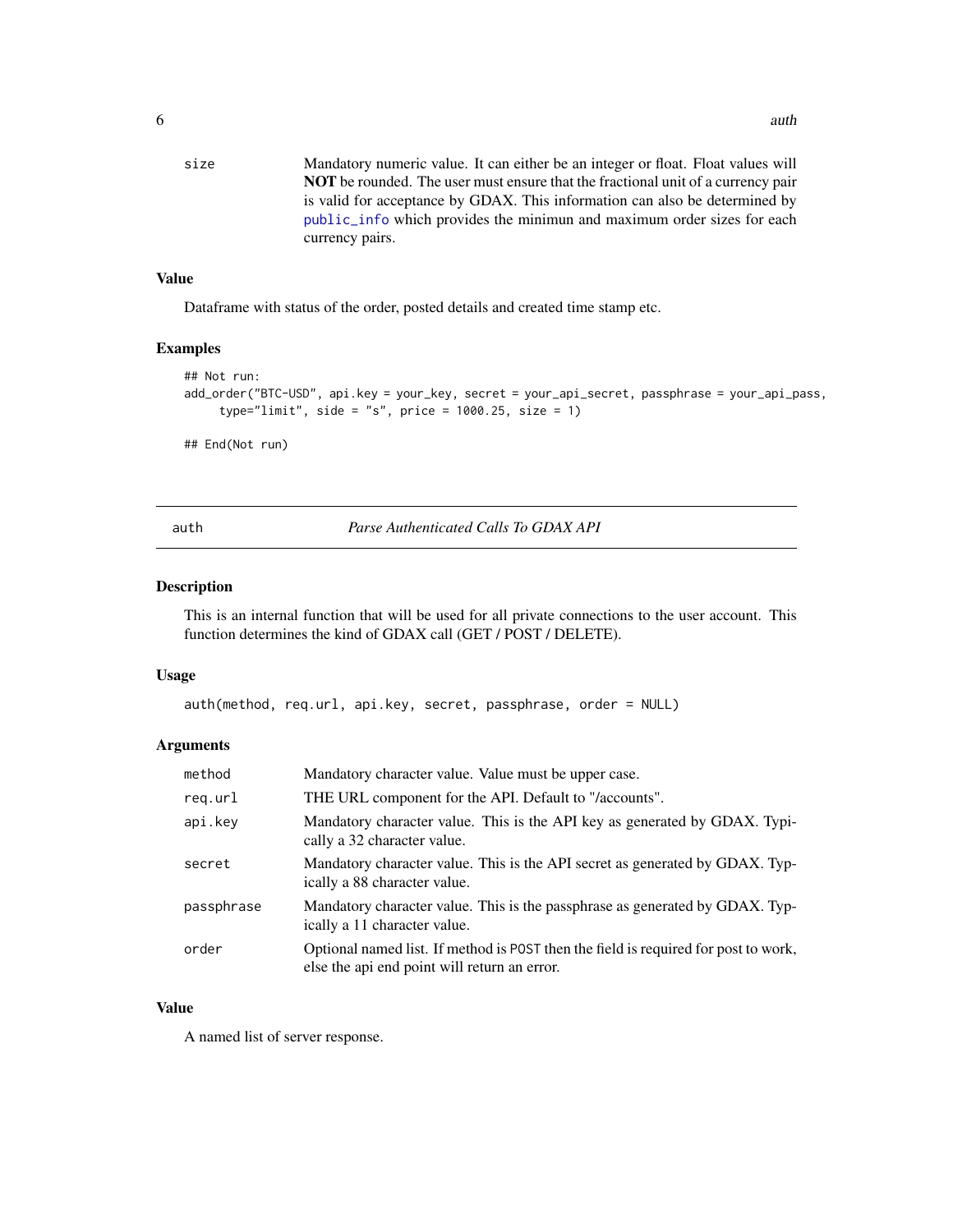| | |
|---|---|
| size | Mandatory numeric value. It can either be an integer or float. Float values will **NOT** be rounded. The user must ensure that the fractional unit of a currency pair is valid for acceptance by GDAX. This information can also be determined by public_info which provides the minimun and maximum order sizes for each currency pairs. |

### Value

Dataframe with status of the order, posted details and created time stamp etc.

### Examples

```
## Not run:
add_order("BTC-USD", api.key = your_key, secret = your_api_secret, passphrase = your_api_pass,
     type="limit", side = "s", price = 1000.25, size = 1)

## End(Not run)
```

---

## auth — *Parse Authenticated Calls To GDAX API*

---

### Description

This is an internal function that will be used for all private connections to the user account. This function determines the kind of GDAX call (GET / POST / DELETE).

### Usage

```
auth(method, req.url, api.key, secret, passphrase, order = NULL)
```

### Arguments

| | |
|---|---|
| method | Mandatory character value. Value must be upper case. |
| req.url | THE URL component for the API. Default to "/accounts". |
| api.key | Mandatory character value. This is the API key as generated by GDAX. Typically a 32 character value. |
| secret | Mandatory character value. This is the API secret as generated by GDAX. Typically a 88 character value. |
| passphrase | Mandatory character value. This is the passphrase as generated by GDAX. Typically a 11 character value. |
| order | Optional named list. If method is `POST` then the field is required for post to work, else the api end point will return an error. |

### Value

A named list of server response.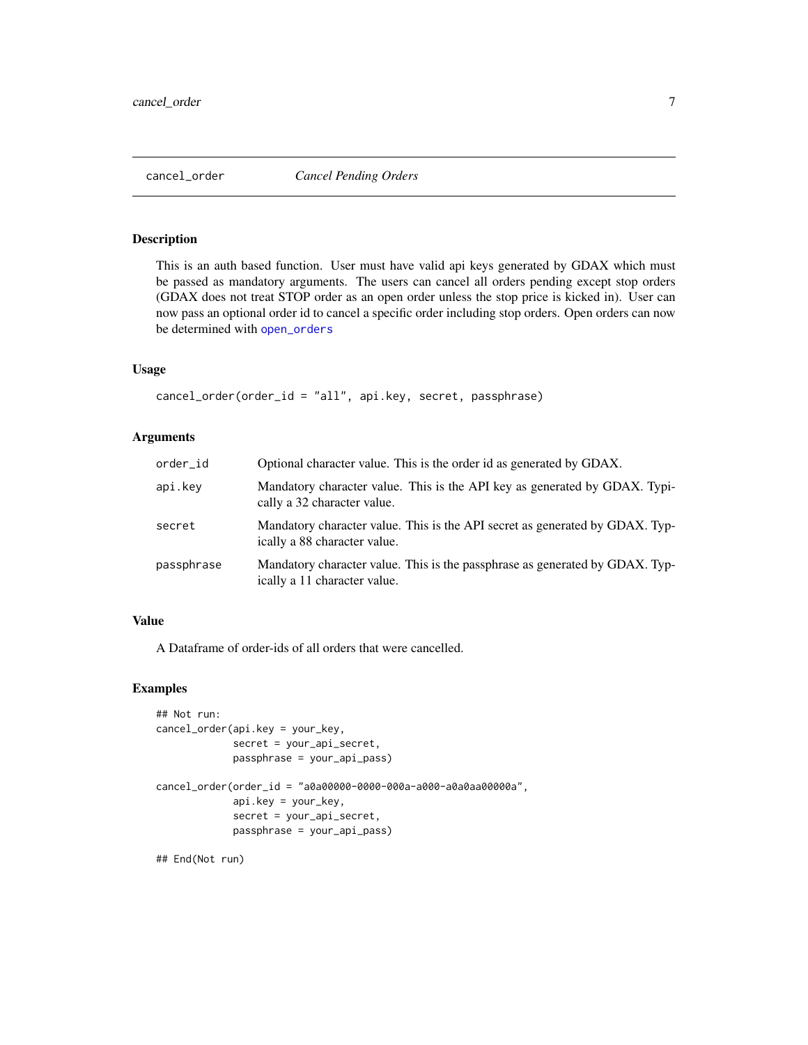## cancel_order — *Cancel Pending Orders*

### Description

This is an auth based function. User must have valid api keys generated by GDAX which must be passed as mandatory arguments. The users can cancel all orders pending except stop orders (GDAX does not treat STOP order as an open order unless the stop price is kicked in). User can now pass an optional order id to cancel a specific order including stop orders. Open orders can now be determined with `open_orders`

### Usage

```
cancel_order(order_id = "all", api.key, secret, passphrase)
```

### Arguments

| | |
|---|---|
| `order_id` | Optional character value. This is the order id as generated by GDAX. |
| `api.key` | Mandatory character value. This is the API key as generated by GDAX. Typically a 32 character value. |
| `secret` | Mandatory character value. This is the API secret as generated by GDAX. Typically a 88 character value. |
| `passphrase` | Mandatory character value. This is the passphrase as generated by GDAX. Typically a 11 character value. |

### Value

A Dataframe of order-ids of all orders that were cancelled.

### Examples

```
## Not run:
cancel_order(api.key = your_key,
             secret = your_api_secret,
             passphrase = your_api_pass)

cancel_order(order_id = "a0a00000-0000-000a-a000-a0a0aa00000a",
             api.key = your_key,
             secret = your_api_secret,
             passphrase = your_api_pass)

## End(Not run)
```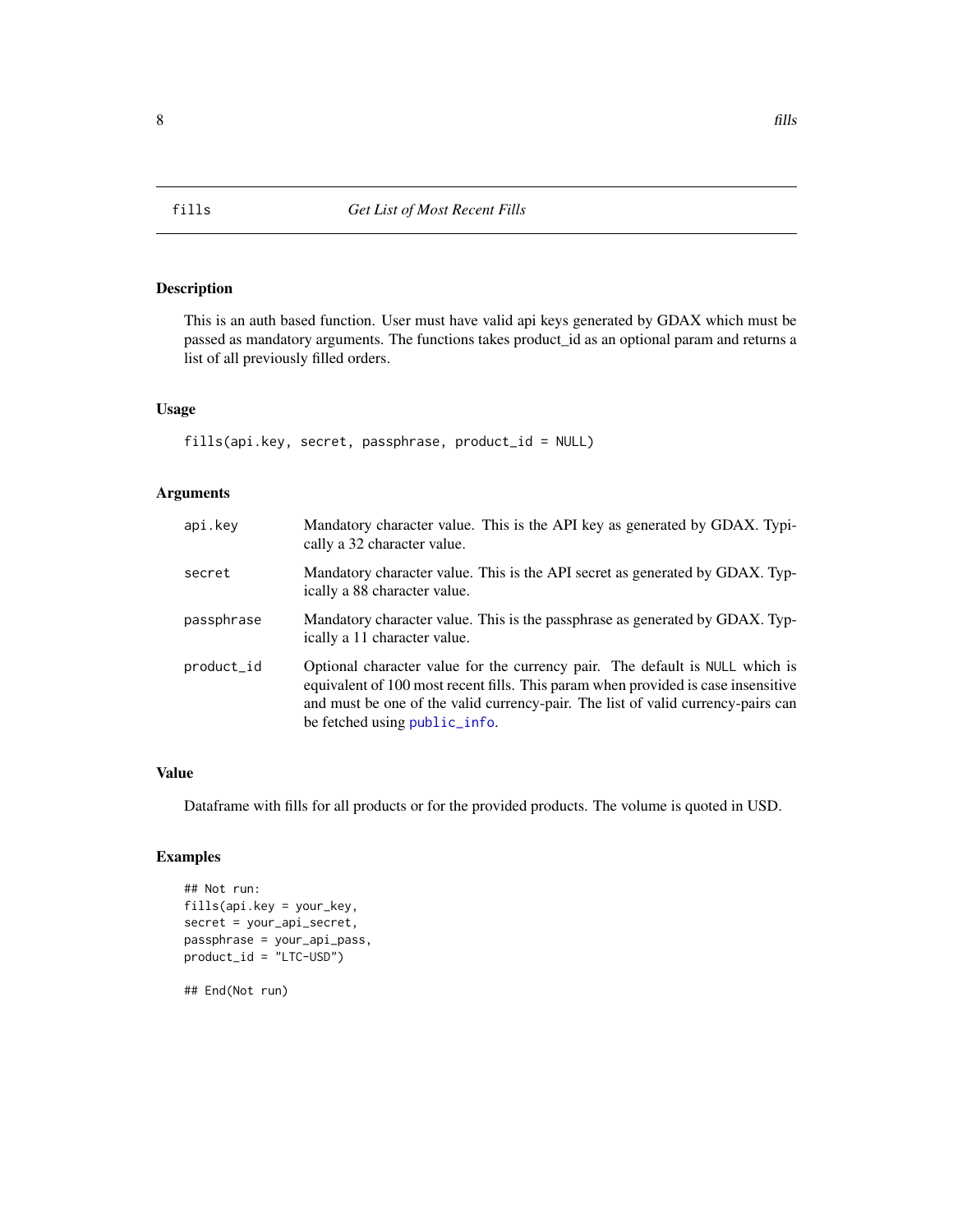# fills — *Get List of Most Recent Fills*

## Description

This is an auth based function. User must have valid api keys generated by GDAX which must be passed as mandatory arguments. The functions takes product_id as an optional param and returns a list of all previously filled orders.

## Usage

```
fills(api.key, secret, passphrase, product_id = NULL)
```

## Arguments

| | |
|---|---|
| `api.key` | Mandatory character value. This is the API key as generated by GDAX. Typically a 32 character value. |
| `secret` | Mandatory character value. This is the API secret as generated by GDAX. Typically a 88 character value. |
| `passphrase` | Mandatory character value. This is the passphrase as generated by GDAX. Typically a 11 character value. |
| `product_id` | Optional character value for the currency pair. The default is `NULL` which is equivalent of 100 most recent fills. This param when provided is case insensitive and must be one of the valid currency-pair. The list of valid currency-pairs can be fetched using `public_info`. |

## Value

Dataframe with fills for all products or for the provided products. The volume is quoted in USD.

## Examples

```
## Not run:
fills(api.key = your_key,
secret = your_api_secret,
passphrase = your_api_pass,
product_id = "LTC-USD")

## End(Not run)
```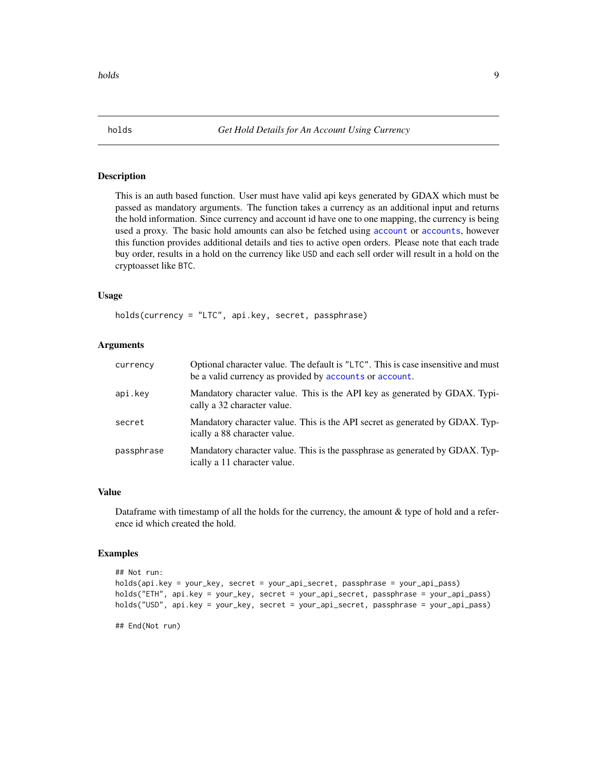## holds — *Get Hold Details for An Account Using Currency*

### Description

This is an auth based function. User must have valid api keys generated by GDAX which must be passed as mandatory arguments. The function takes a currency as an additional input and returns the hold information. Since currency and account id have one to one mapping, the currency is being used a proxy. The basic hold amounts can also be fetched using `account` or `accounts`, however this function provides additional details and ties to active open orders. Please note that each trade buy order, results in a hold on the currency like `USD` and each sell order will result in a hold on the cryptoasset like `BTC`.

### Usage

```
holds(currency = "LTC", api.key, secret, passphrase)
```

### Arguments

| | |
|---|---|
| `currency` | Optional character value. The default is `"LTC"`. This is case insensitive and must be a valid currency as provided by `accounts` or `account`. |
| `api.key` | Mandatory character value. This is the API key as generated by GDAX. Typically a 32 character value. |
| `secret` | Mandatory character value. This is the API secret as generated by GDAX. Typically a 88 character value. |
| `passphrase` | Mandatory character value. This is the passphrase as generated by GDAX. Typically a 11 character value. |

### Value

Dataframe with timestamp of all the holds for the currency, the amount & type of hold and a reference id which created the hold.

### Examples

```
## Not run:
holds(api.key = your_key, secret = your_api_secret, passphrase = your_api_pass)
holds("ETH", api.key = your_key, secret = your_api_secret, passphrase = your_api_pass)
holds("USD", api.key = your_key, secret = your_api_secret, passphrase = your_api_pass)

## End(Not run)
```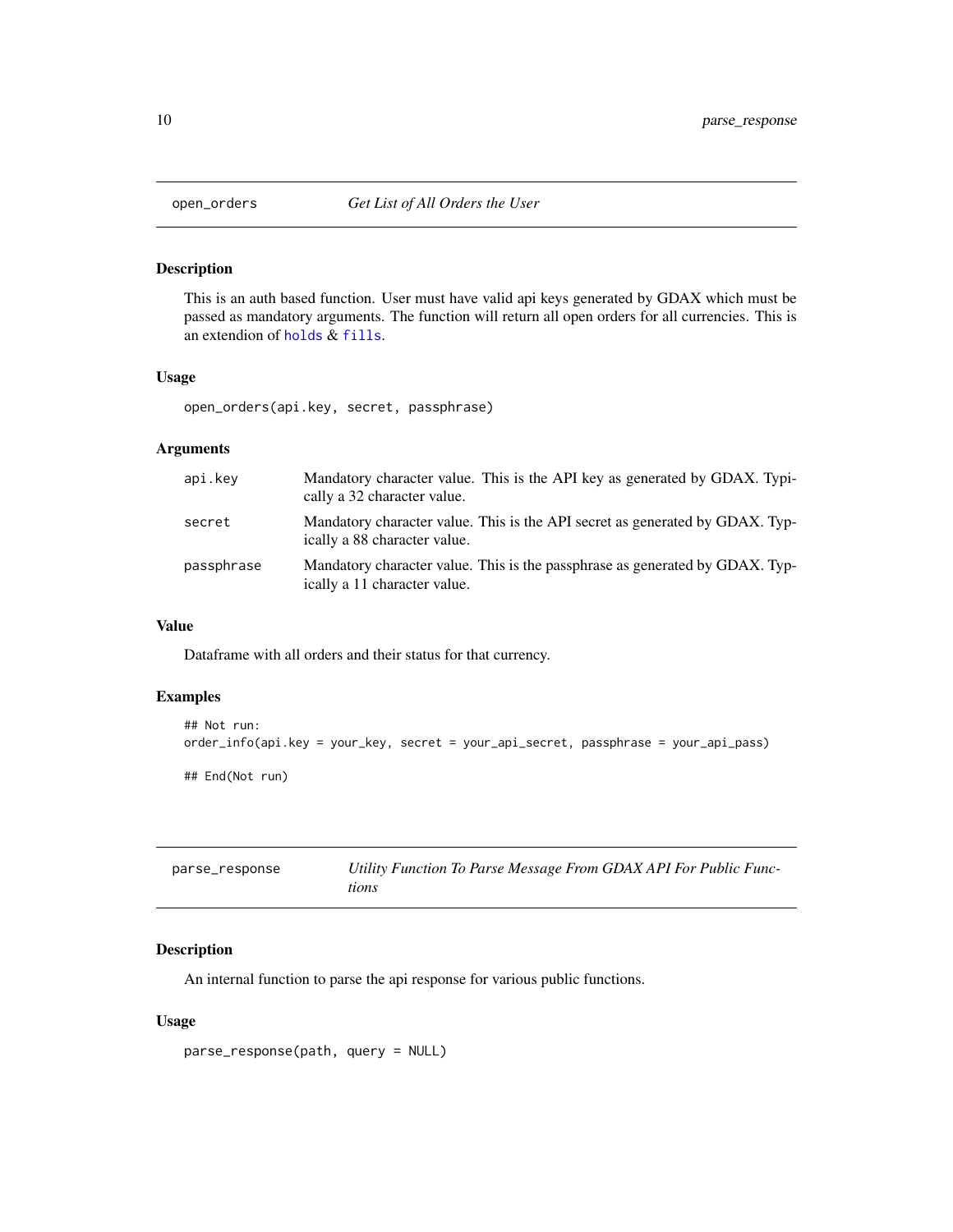## open_orders — *Get List of All Orders the User*

### Description

This is an auth based function. User must have valid api keys generated by GDAX which must be passed as mandatory arguments. The function will return all open orders for all currencies. This is an extendion of holds & fills.

### Usage

```
open_orders(api.key, secret, passphrase)
```

### Arguments

| Argument | Description |
|---|---|
| api.key | Mandatory character value. This is the API key as generated by GDAX. Typically a 32 character value. |
| secret | Mandatory character value. This is the API secret as generated by GDAX. Typically a 88 character value. |
| passphrase | Mandatory character value. This is the passphrase as generated by GDAX. Typically a 11 character value. |

### Value

Dataframe with all orders and their status for that currency.

### Examples

```
## Not run:
order_info(api.key = your_key, secret = your_api_secret, passphrase = your_api_pass)

## End(Not run)
```

## parse_response — *Utility Function To Parse Message From GDAX API For Public Functions*

### Description

An internal function to parse the api response for various public functions.

### Usage

```
parse_response(path, query = NULL)
```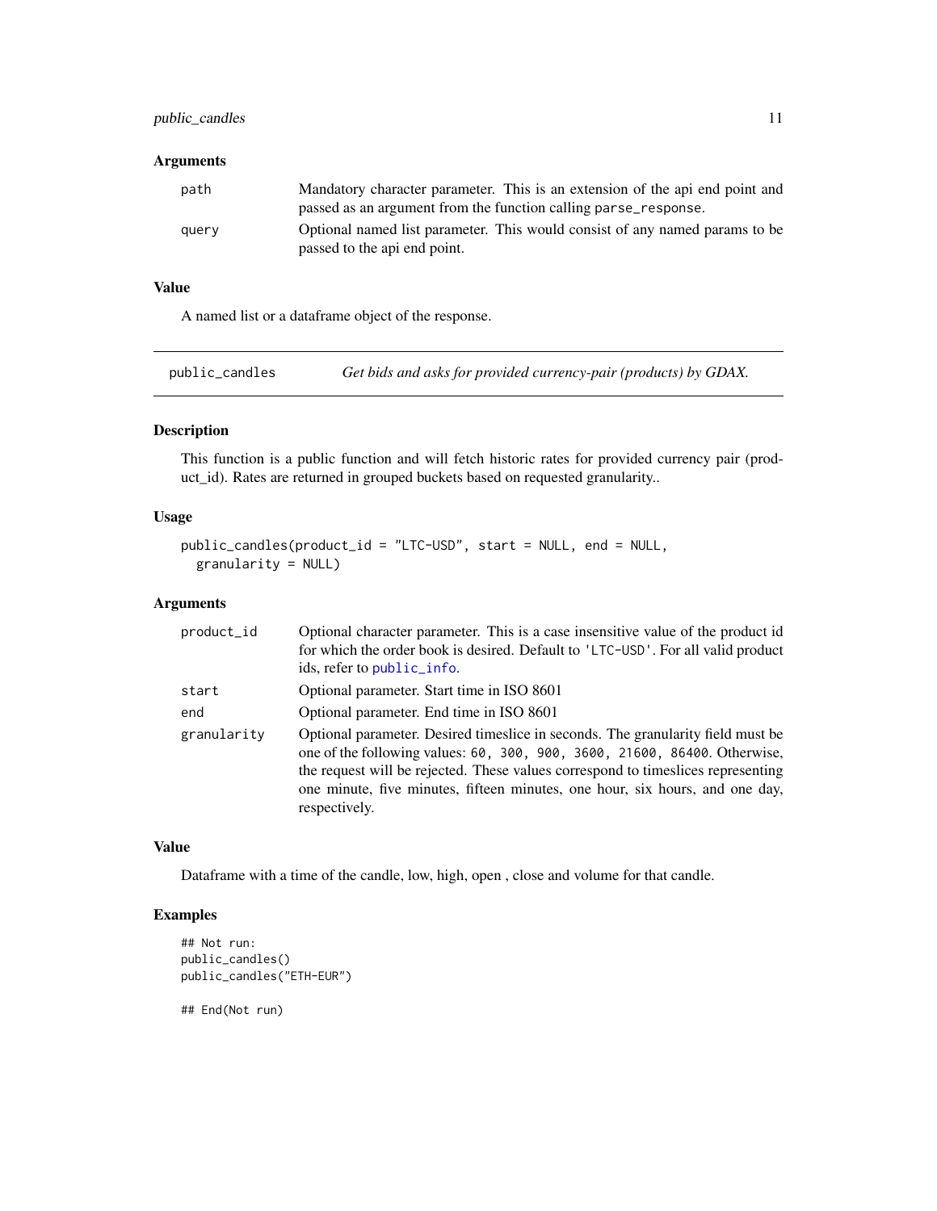### Arguments

| | |
|---|---|
| `path` | Mandatory character parameter. This is an extension of the api end point and passed as an argument from the function calling `parse_response`. |
| `query` | Optional named list parameter. This would consist of any named params to be passed to the api end point. |

### Value

A named list or a dataframe object of the response.

---

## public_candles — *Get bids and asks for provided currency-pair (products) by GDAX.*

---

### Description

This function is a public function and will fetch historic rates for provided currency pair (product_id). Rates are returned in grouped buckets based on requested granularity..

### Usage

```
public_candles(product_id = "LTC-USD", start = NULL, end = NULL,
  granularity = NULL)
```

### Arguments

| | |
|---|---|
| `product_id` | Optional character parameter. This is a case insensitive value of the product id for which the order book is desired. Default to `'LTC-USD'`. For all valid product ids, refer to `public_info`. |
| `start` | Optional parameter. Start time in ISO 8601 |
| `end` | Optional parameter. End time in ISO 8601 |
| `granularity` | Optional parameter. Desired timeslice in seconds. The granularity field must be one of the following values: `60, 300, 900, 3600, 21600, 86400`. Otherwise, the request will be rejected. These values correspond to timeslices representing one minute, five minutes, fifteen minutes, one hour, six hours, and one day, respectively. |

### Value

Dataframe with a time of the candle, low, high, open , close and volume for that candle.

### Examples

```
## Not run:
public_candles()
public_candles("ETH-EUR")

## End(Not run)
```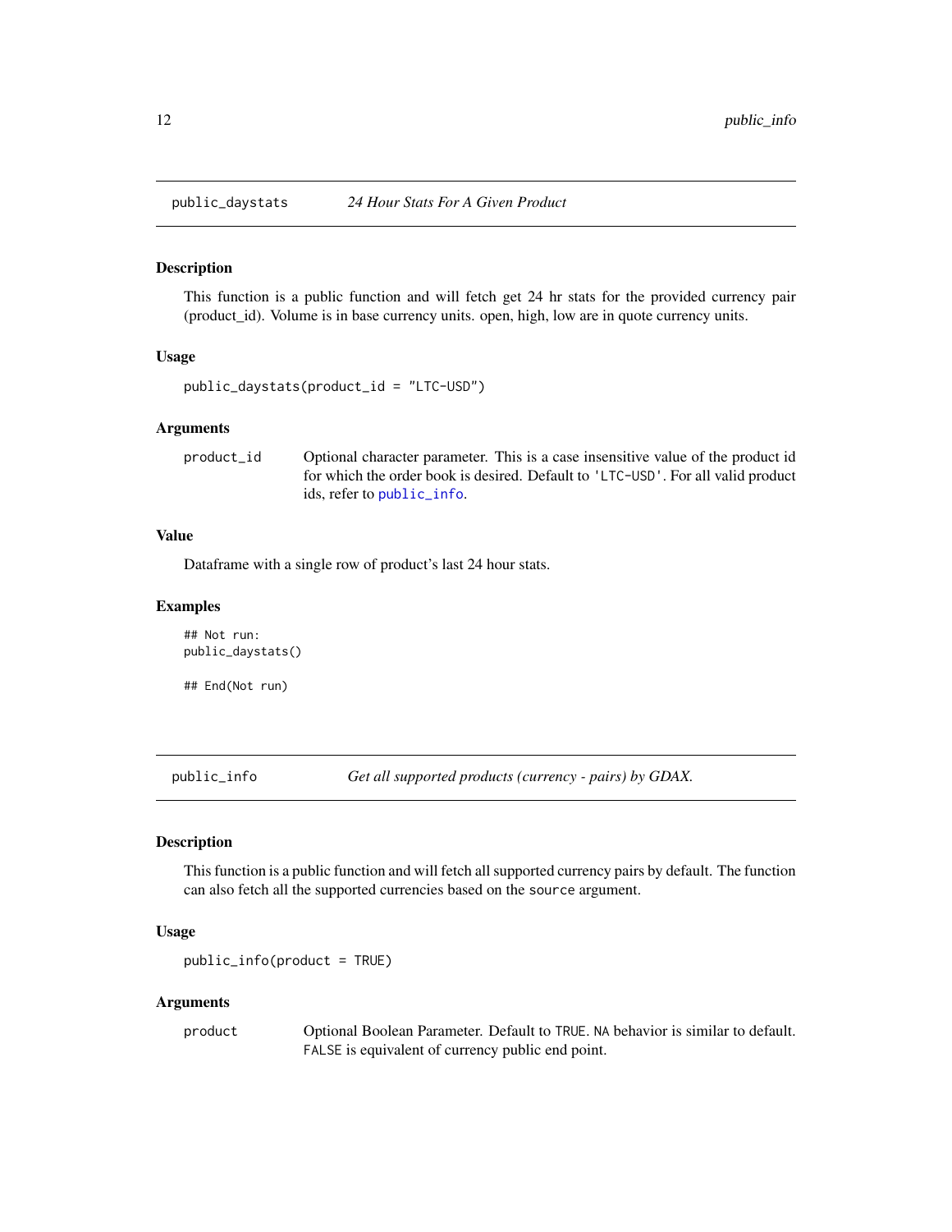## public_daystats — *24 Hour Stats For A Given Product*

### Description

This function is a public function and will fetch get 24 hr stats for the provided currency pair (product_id). Volume is in base currency units. open, high, low are in quote currency units.

### Usage

```
public_daystats(product_id = "LTC-USD")
```

### Arguments

| | |
|---|---|
| product_id | Optional character parameter. This is a case insensitive value of the product id for which the order book is desired. Default to 'LTC-USD'. For all valid product ids, refer to public_info. |

### Value

Dataframe with a single row of product's last 24 hour stats.

### Examples

```
## Not run:
public_daystats()

## End(Not run)
```

## public_info — *Get all supported products (currency - pairs) by GDAX.*

### Description

This function is a public function and will fetch all supported currency pairs by default. The function can also fetch all the supported currencies based on the source argument.

### Usage

```
public_info(product = TRUE)
```

### Arguments

| | |
|---|---|
| product | Optional Boolean Parameter. Default to TRUE. NA behavior is similar to default. FALSE is equivalent of currency public end point. |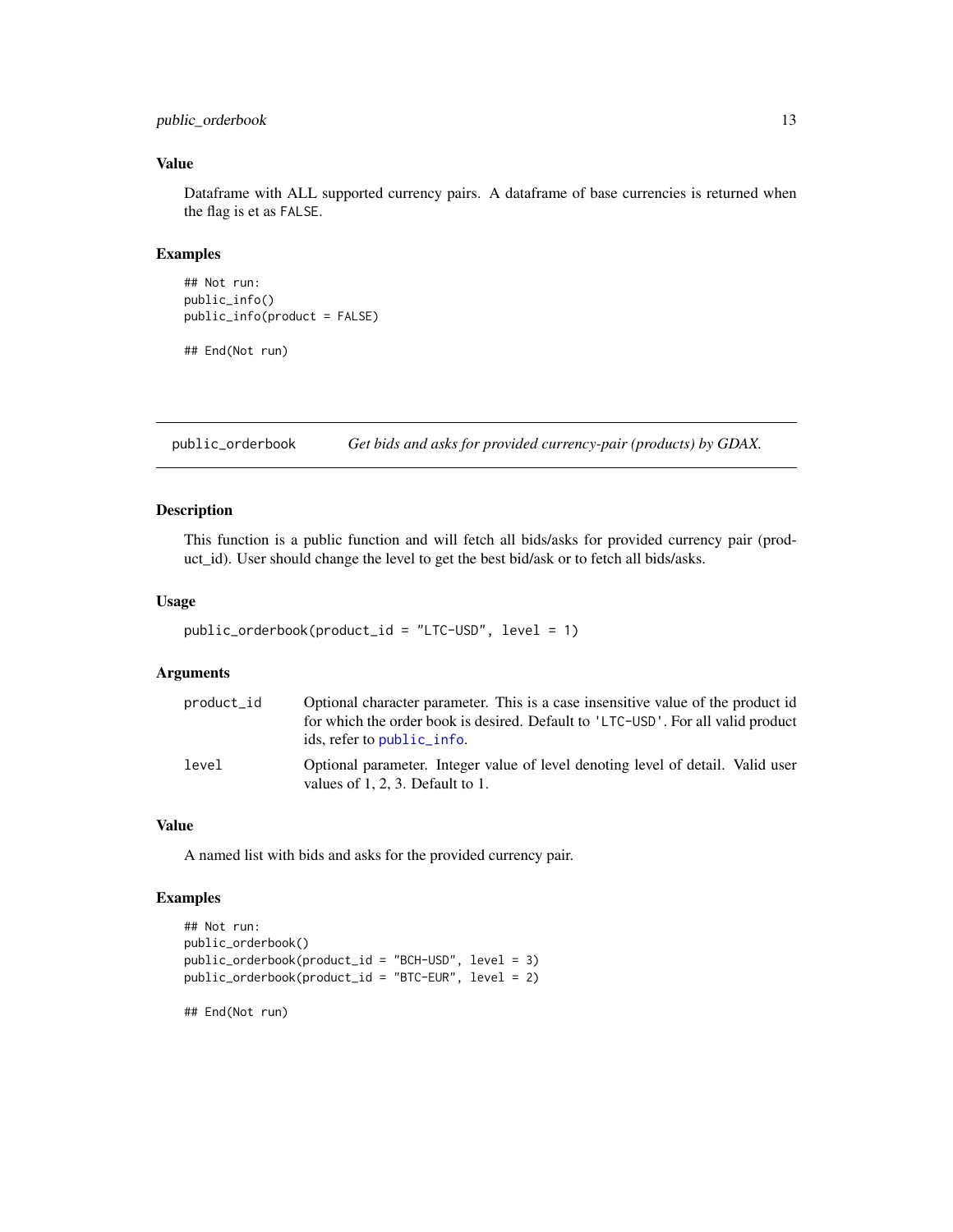### Value

Dataframe with ALL supported currency pairs. A dataframe of base currencies is returned when the flag is et as FALSE.

### Examples

```
## Not run:
public_info()
public_info(product = FALSE)

## End(Not run)
```

---

## public_orderbook — *Get bids and asks for provided currency-pair (products) by GDAX.*

### Description

This function is a public function and will fetch all bids/asks for provided currency pair (product_id). User should change the level to get the best bid/ask or to fetch all bids/asks.

### Usage

```
public_orderbook(product_id = "LTC-USD", level = 1)
```

### Arguments

| | |
|---|---|
| product_id | Optional character parameter. This is a case insensitive value of the product id for which the order book is desired. Default to 'LTC-USD'. For all valid product ids, refer to public_info. |
| level | Optional parameter. Integer value of level denoting level of detail. Valid user values of 1, 2, 3. Default to 1. |

### Value

A named list with bids and asks for the provided currency pair.

### Examples

```
## Not run:
public_orderbook()
public_orderbook(product_id = "BCH-USD", level = 3)
public_orderbook(product_id = "BTC-EUR", level = 2)

## End(Not run)
```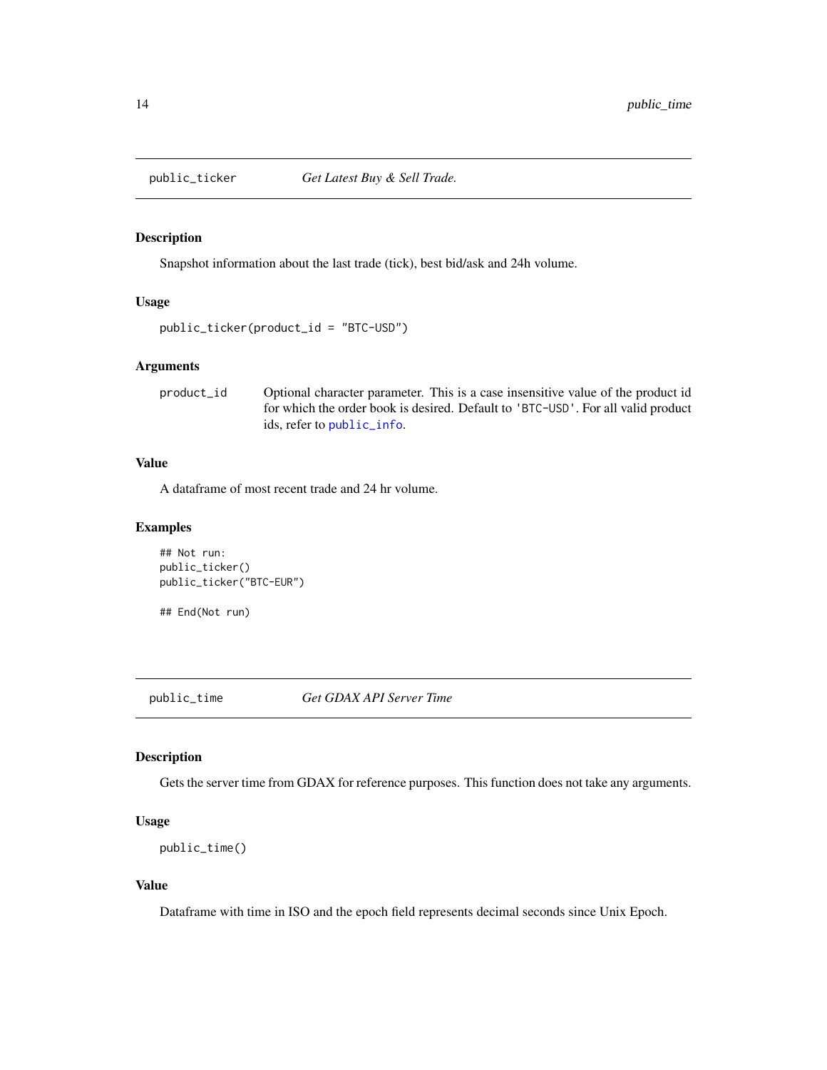## public_ticker — *Get Latest Buy & Sell Trade.*

### Description

Snapshot information about the last trade (tick), best bid/ask and 24h volume.

### Usage

```
public_ticker(product_id = "BTC-USD")
```

### Arguments

| | |
|---|---|
| `product_id` | Optional character parameter. This is a case insensitive value of the product id for which the order book is desired. Default to `'BTC-USD'`. For all valid product ids, refer to `public_info`. |

### Value

A dataframe of most recent trade and 24 hr volume.

### Examples

```
## Not run:
public_ticker()
public_ticker("BTC-EUR")

## End(Not run)
```

## public_time — *Get GDAX API Server Time*

### Description

Gets the server time from GDAX for reference purposes. This function does not take any arguments.

### Usage

```
public_time()
```

### Value

Dataframe with time in ISO and the epoch field represents decimal seconds since Unix Epoch.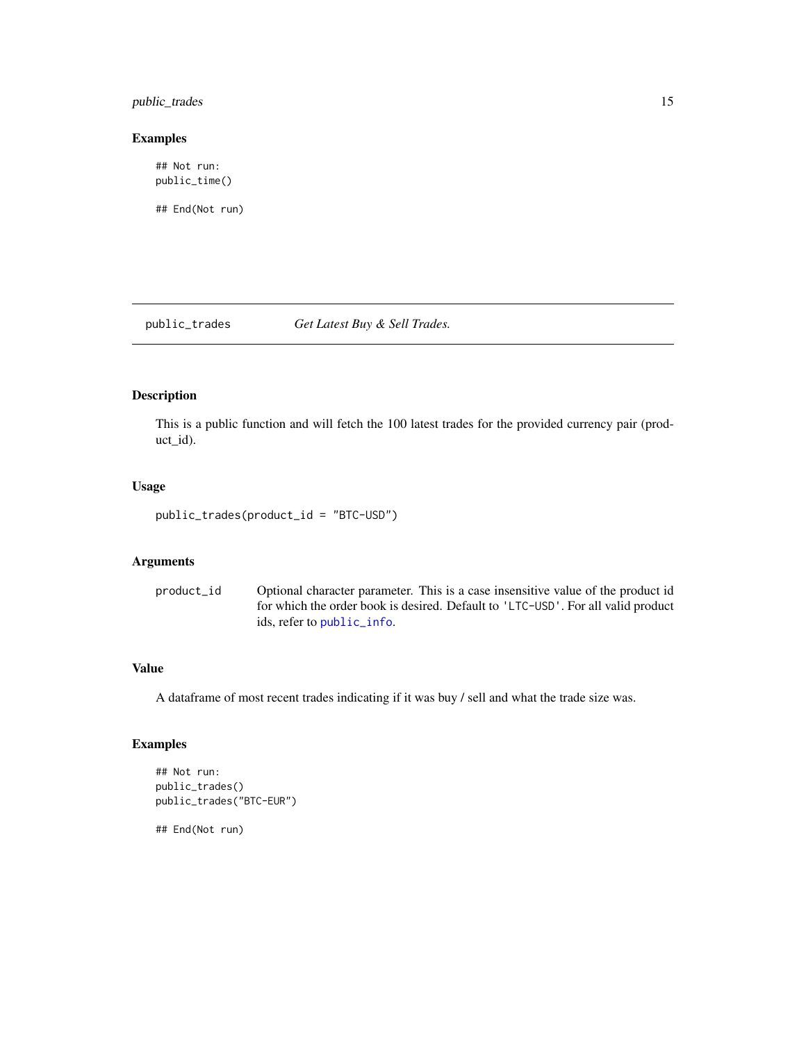## Examples

```
## Not run:
public_time()

## End(Not run)
```

---

## public_trades — *Get Latest Buy & Sell Trades.*

---

### Description

This is a public function and will fetch the 100 latest trades for the provided currency pair (product_id).

### Usage

```
public_trades(product_id = "BTC-USD")
```

### Arguments

| | |
|---|---|
| `product_id` | Optional character parameter. This is a case insensitive value of the product id for which the order book is desired. Default to `'LTC-USD'`. For all valid product ids, refer to `public_info`. |

### Value

A dataframe of most recent trades indicating if it was buy / sell and what the trade size was.

### Examples

```
## Not run:
public_trades()
public_trades("BTC-EUR")

## End(Not run)
```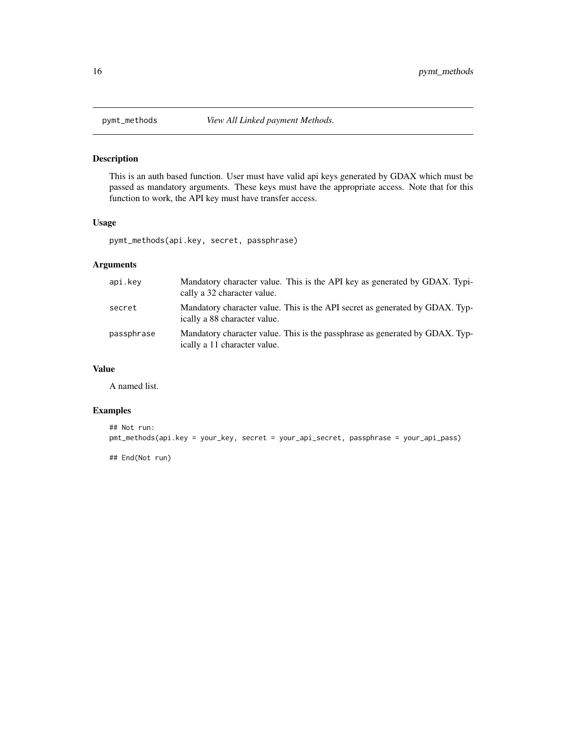## pymt_methods — *View All Linked payment Methods.*

### Description

This is an auth based function. User must have valid api keys generated by GDAX which must be passed as mandatory arguments. These keys must have the appropriate access. Note that for this function to work, the API key must have transfer access.

### Usage

```
pymt_methods(api.key, secret, passphrase)
```

### Arguments

| | |
|---|---|
| api.key | Mandatory character value. This is the API key as generated by GDAX. Typically a 32 character value. |
| secret | Mandatory character value. This is the API secret as generated by GDAX. Typically a 88 character value. |
| passphrase | Mandatory character value. This is the passphrase as generated by GDAX. Typically a 11 character value. |

### Value

A named list.

### Examples

```
## Not run:
pmt_methods(api.key = your_key, secret = your_api_secret, passphrase = your_api_pass)

## End(Not run)
```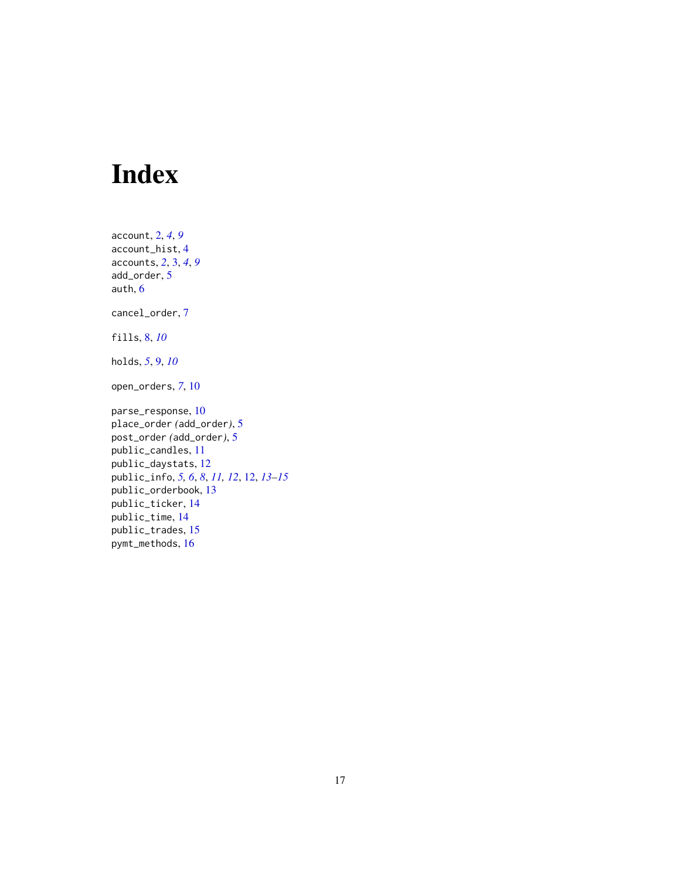# Index

account, 2, *4*, *9*
account_hist, 4
accounts, *2*, 3, *4*, *9*
add_order, 5
auth, 6

cancel_order, 7

fills, 8, *10*

holds, *5*, 9, *10*

open_orders, *7*, 10

parse_response, 10
place_order *(*add_order*)*, 5
post_order *(*add_order*)*, 5
public_candles, 11
public_daystats, 12
public_info, *5, 6*, *8*, *11, 12*, 12, *13–15*
public_orderbook, 13
public_ticker, 14
public_time, 14
public_trades, 15
pymt_methods, 16